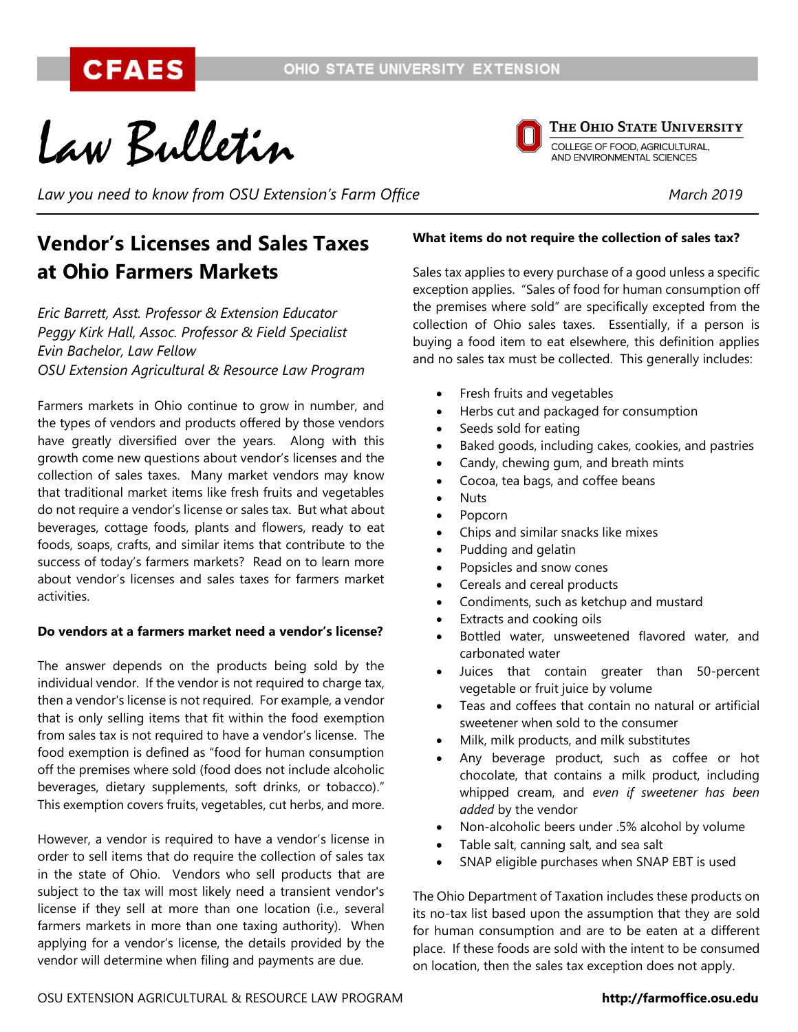# Law Bulletin

*Law you need to know from OSU Extension's Farm Office* — *March 2019*

## Vendor's Licenses and Sales Taxes at Ohio Farmers Markets

*Eric Barrett, Asst. Professor & Extension Educator*
*Peggy Kirk Hall, Assoc. Professor & Field Specialist*
*Evin Bachelor, Law Fellow*
*OSU Extension Agricultural & Resource Law Program*

Farmers markets in Ohio continue to grow in number, and the types of vendors and products offered by those vendors have greatly diversified over the years. Along with this growth come new questions about vendor's licenses and the collection of sales taxes. Many market vendors may know that traditional market items like fresh fruits and vegetables do not require a vendor's license or sales tax. But what about beverages, cottage foods, plants and flowers, ready to eat foods, soaps, crafts, and similar items that contribute to the success of today's farmers markets? Read on to learn more about vendor's licenses and sales taxes for farmers market activities.

**Do vendors at a farmers market need a vendor's license?**

The answer depends on the products being sold by the individual vendor. If the vendor is not required to charge tax, then a vendor's license is not required. For example, a vendor that is only selling items that fit within the food exemption from sales tax is not required to have a vendor's license. The food exemption is defined as "food for human consumption off the premises where sold (food does not include alcoholic beverages, dietary supplements, soft drinks, or tobacco)." This exemption covers fruits, vegetables, cut herbs, and more.

However, a vendor is required to have a vendor's license in order to sell items that do require the collection of sales tax in the state of Ohio. Vendors who sell products that are subject to the tax will most likely need a transient vendor's license if they sell at more than one location (i.e., several farmers markets in more than one taxing authority). When applying for a vendor's license, the details provided by the vendor will determine when filing and payments are due.

**What items do not require the collection of sales tax?**

Sales tax applies to every purchase of a good unless a specific exception applies. "Sales of food for human consumption off the premises where sold" are specifically excepted from the collection of Ohio sales taxes. Essentially, if a person is buying a food item to eat elsewhere, this definition applies and no sales tax must be collected. This generally includes:

- Fresh fruits and vegetables
- Herbs cut and packaged for consumption
- Seeds sold for eating
- Baked goods, including cakes, cookies, and pastries
- Candy, chewing gum, and breath mints
- Cocoa, tea bags, and coffee beans
- Nuts
- Popcorn
- Chips and similar snacks like mixes
- Pudding and gelatin
- Popsicles and snow cones
- Cereals and cereal products
- Condiments, such as ketchup and mustard
- Extracts and cooking oils
- Bottled water, unsweetened flavored water, and carbonated water
- Juices that contain greater than 50-percent vegetable or fruit juice by volume
- Teas and coffees that contain no natural or artificial sweetener when sold to the consumer
- Milk, milk products, and milk substitutes
- Any beverage product, such as coffee or hot chocolate, that contains a milk product, including whipped cream, and *even if sweetener has been added* by the vendor
- Non-alcoholic beers under .5% alcohol by volume
- Table salt, canning salt, and sea salt
- SNAP eligible purchases when SNAP EBT is used

The Ohio Department of Taxation includes these products on its no-tax list based upon the assumption that they are sold for human consumption and are to be eaten at a different place. If these foods are sold with the intent to be consumed on location, then the sales tax exception does not apply.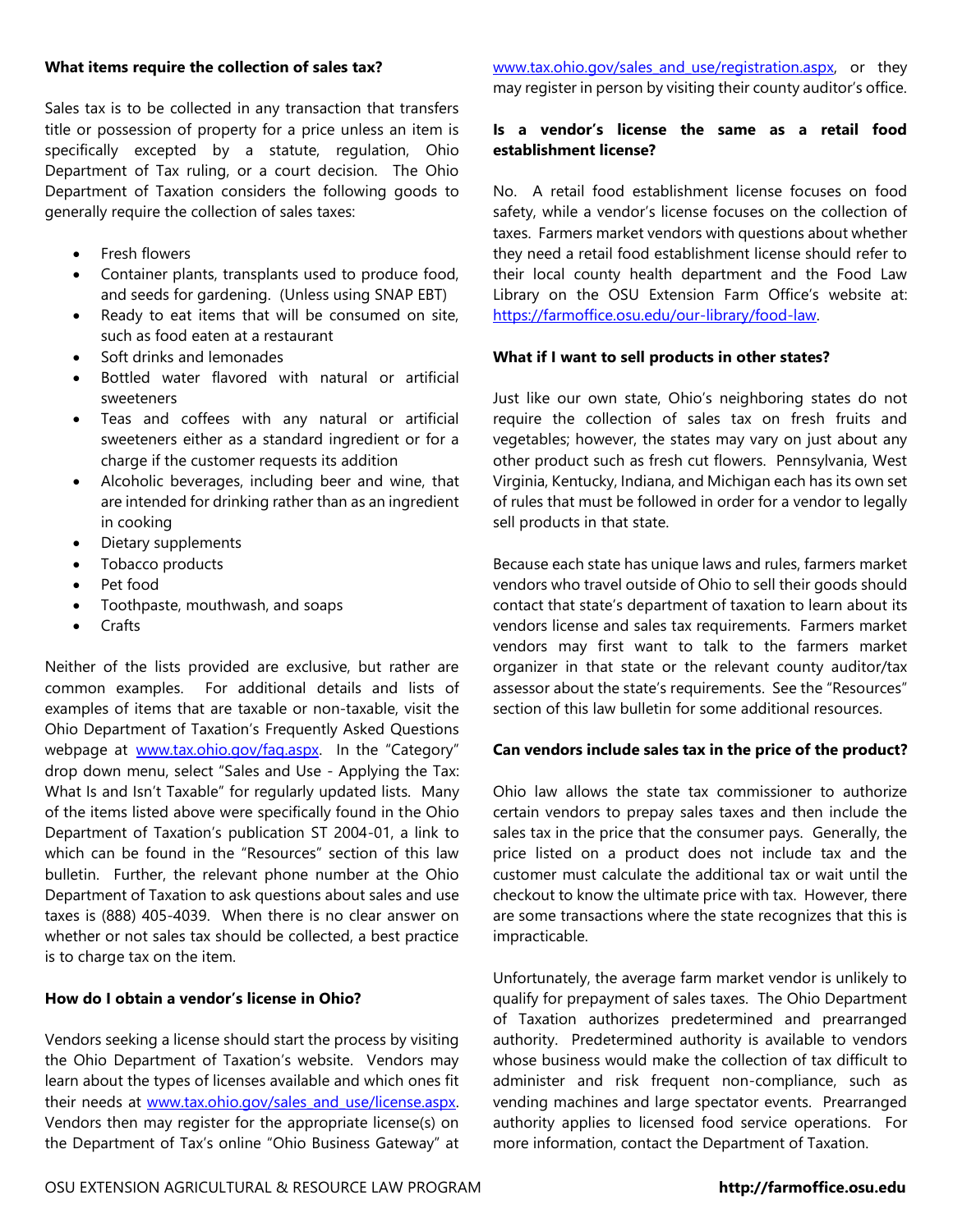**What items require the collection of sales tax?**

Sales tax is to be collected in any transaction that transfers title or possession of property for a price unless an item is specifically excepted by a statute, regulation, Ohio Department of Tax ruling, or a court decision. The Ohio Department of Taxation considers the following goods to generally require the collection of sales taxes:

- Fresh flowers
- Container plants, transplants used to produce food, and seeds for gardening. (Unless using SNAP EBT)
- Ready to eat items that will be consumed on site, such as food eaten at a restaurant
- Soft drinks and lemonades
- Bottled water flavored with natural or artificial sweeteners
- Teas and coffees with any natural or artificial sweeteners either as a standard ingredient or for a charge if the customer requests its addition
- Alcoholic beverages, including beer and wine, that are intended for drinking rather than as an ingredient in cooking
- Dietary supplements
- Tobacco products
- Pet food
- Toothpaste, mouthwash, and soaps
- Crafts

Neither of the lists provided are exclusive, but rather are common examples. For additional details and lists of examples of items that are taxable or non-taxable, visit the Ohio Department of Taxation's Frequently Asked Questions webpage at [www.tax.ohio.gov/faq.aspx](www.tax.ohio.gov/faq.aspx). In the "Category" drop down menu, select "Sales and Use - Applying the Tax: What Is and Isn't Taxable" for regularly updated lists. Many of the items listed above were specifically found in the Ohio Department of Taxation's publication ST 2004-01, a link to which can be found in the "Resources" section of this law bulletin. Further, the relevant phone number at the Ohio Department of Taxation to ask questions about sales and use taxes is (888) 405-4039. When there is no clear answer on whether or not sales tax should be collected, a best practice is to charge tax on the item.

**How do I obtain a vendor's license in Ohio?**

Vendors seeking a license should start the process by visiting the Ohio Department of Taxation's website. Vendors may learn about the types of licenses available and which ones fit their needs at [www.tax.ohio.gov/sales_and_use/license.aspx](www.tax.ohio.gov/sales_and_use/license.aspx). Vendors then may register for the appropriate license(s) on the Department of Tax's online "Ohio Business Gateway" at [www.tax.ohio.gov/sales_and_use/registration.aspx](www.tax.ohio.gov/sales_and_use/registration.aspx), or they may register in person by visiting their county auditor's office.

**Is a vendor's license the same as a retail food establishment license?**

No. A retail food establishment license focuses on food safety, while a vendor's license focuses on the collection of taxes. Farmers market vendors with questions about whether they need a retail food establishment license should refer to their local county health department and the Food Law Library on the OSU Extension Farm Office's website at: [https://farmoffice.osu.edu/our-library/food-law](https://farmoffice.osu.edu/our-library/food-law).

**What if I want to sell products in other states?**

Just like our own state, Ohio's neighboring states do not require the collection of sales tax on fresh fruits and vegetables; however, the states may vary on just about any other product such as fresh cut flowers. Pennsylvania, West Virginia, Kentucky, Indiana, and Michigan each has its own set of rules that must be followed in order for a vendor to legally sell products in that state.

Because each state has unique laws and rules, farmers market vendors who travel outside of Ohio to sell their goods should contact that state's department of taxation to learn about its vendors license and sales tax requirements. Farmers market vendors may first want to talk to the farmers market organizer in that state or the relevant county auditor/tax assessor about the state's requirements. See the "Resources" section of this law bulletin for some additional resources.

**Can vendors include sales tax in the price of the product?**

Ohio law allows the state tax commissioner to authorize certain vendors to prepay sales taxes and then include the sales tax in the price that the consumer pays. Generally, the price listed on a product does not include tax and the customer must calculate the additional tax or wait until the checkout to know the ultimate price with tax. However, there are some transactions where the state recognizes that this is impracticable.

Unfortunately, the average farm market vendor is unlikely to qualify for prepayment of sales taxes. The Ohio Department of Taxation authorizes predetermined and prearranged authority. Predetermined authority is available to vendors whose business would make the collection of tax difficult to administer and risk frequent non-compliance, such as vending machines and large spectator events. Prearranged authority applies to licensed food service operations. For more information, contact the Department of Taxation.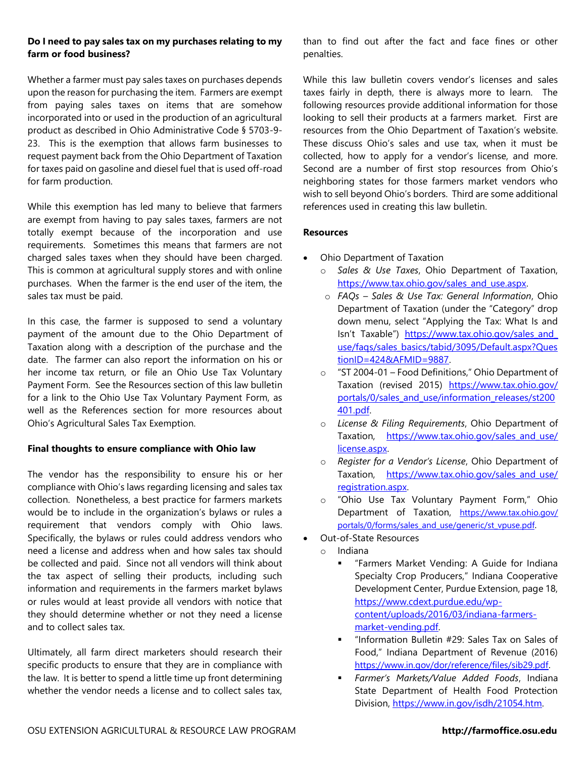**Do I need to pay sales tax on my purchases relating to my farm or food business?**

Whether a farmer must pay sales taxes on purchases depends upon the reason for purchasing the item. Farmers are exempt from paying sales taxes on items that are somehow incorporated into or used in the production of an agricultural product as described in Ohio Administrative Code § 5703-9-23. This is the exemption that allows farm businesses to request payment back from the Ohio Department of Taxation for taxes paid on gasoline and diesel fuel that is used off-road for farm production.

While this exemption has led many to believe that farmers are exempt from having to pay sales taxes, farmers are not totally exempt because of the incorporation and use requirements. Sometimes this means that farmers are not charged sales taxes when they should have been charged. This is common at agricultural supply stores and with online purchases. When the farmer is the end user of the item, the sales tax must be paid.

In this case, the farmer is supposed to send a voluntary payment of the amount due to the Ohio Department of Taxation along with a description of the purchase and the date. The farmer can also report the information on his or her income tax return, or file an Ohio Use Tax Voluntary Payment Form. See the Resources section of this law bulletin for a link to the Ohio Use Tax Voluntary Payment Form, as well as the References section for more resources about Ohio's Agricultural Sales Tax Exemption.

**Final thoughts to ensure compliance with Ohio law**

The vendor has the responsibility to ensure his or her compliance with Ohio's laws regarding licensing and sales tax collection. Nonetheless, a best practice for farmers markets would be to include in the organization's bylaws or rules a requirement that vendors comply with Ohio laws. Specifically, the bylaws or rules could address vendors who need a license and address when and how sales tax should be collected and paid. Since not all vendors will think about the tax aspect of selling their products, including such information and requirements in the farmers market bylaws or rules would at least provide all vendors with notice that they should determine whether or not they need a license and to collect sales tax.

Ultimately, all farm direct marketers should research their specific products to ensure that they are in compliance with the law. It is better to spend a little time up front determining whether the vendor needs a license and to collect sales tax, than to find out after the fact and face fines or other penalties.

While this law bulletin covers vendor's licenses and sales taxes fairly in depth, there is always more to learn. The following resources provide additional information for those looking to sell their products at a farmers market. First are resources from the Ohio Department of Taxation's website. These discuss Ohio's sales and use tax, when it must be collected, how to apply for a vendor's license, and more. Second are a number of first stop resources from Ohio's neighboring states for those farmers market vendors who wish to sell beyond Ohio's borders. Third are some additional references used in creating this law bulletin.

**Resources**

- Ohio Department of Taxation
  - *Sales & Use Taxes*, Ohio Department of Taxation, https://www.tax.ohio.gov/sales_and_use.aspx.
  - *FAQs – Sales & Use Tax: General Information*, Ohio Department of Taxation (under the "Category" drop down menu, select "Applying the Tax: What Is and Isn't Taxable") https://www.tax.ohio.gov/sales_and_use/faqs/sales_basics/tabid/3095/Default.aspx?QuestionID=424&AFMID=9887.
  - "ST 2004-01 – Food Definitions," Ohio Department of Taxation (revised 2015) https://www.tax.ohio.gov/portals/0/sales_and_use/information_releases/st200401.pdf.
  - *License & Filing Requirements*, Ohio Department of Taxation, https://www.tax.ohio.gov/sales_and_use/license.aspx.
  - *Register for a Vendor's License*, Ohio Department of Taxation, https://www.tax.ohio.gov/sales_and_use/registration.aspx.
  - "Ohio Use Tax Voluntary Payment Form," Ohio Department of Taxation, https://www.tax.ohio.gov/portals/0/forms/sales_and_use/generic/st_vpuse.pdf.
- Out-of-State Resources
  - Indiana
    - "Farmers Market Vending: A Guide for Indiana Specialty Crop Producers," Indiana Cooperative Development Center, Purdue Extension, page 18, https://www.cdext.purdue.edu/wp-content/uploads/2016/03/indiana-farmers-market-vending.pdf.
    - "Information Bulletin #29: Sales Tax on Sales of Food," Indiana Department of Revenue (2016) https://www.in.gov/dor/reference/files/sib29.pdf.
    - *Farmer's Markets/Value Added Foods*, Indiana State Department of Health Food Protection Division, https://www.in.gov/isdh/21054.htm.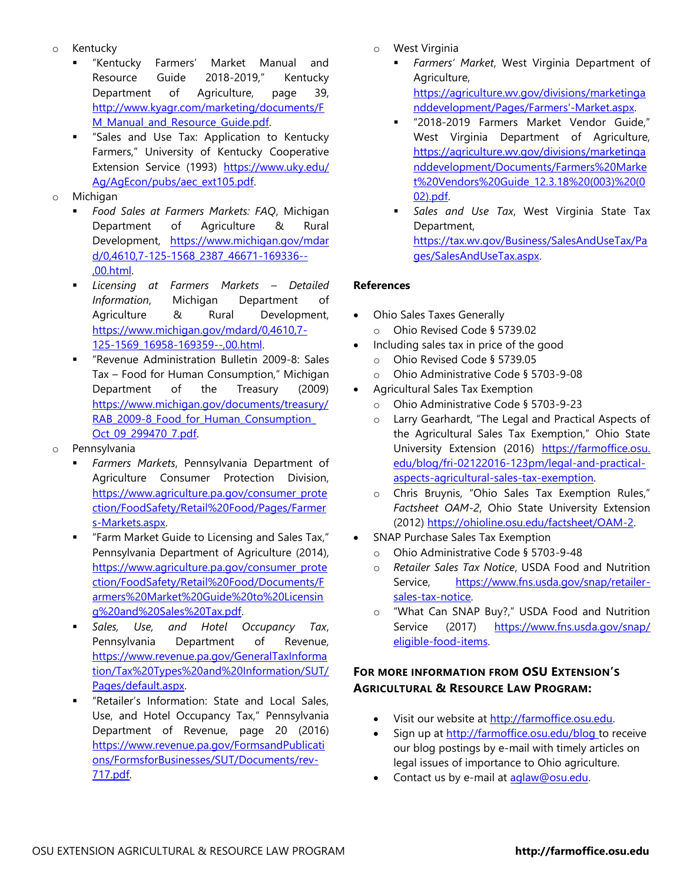- Kentucky
    - "Kentucky Farmers' Market Manual and Resource Guide 2018-2019," Kentucky Department of Agriculture, page 39, http://www.kyagr.com/marketing/documents/FM_Manual_and_Resource_Guide.pdf.
    - "Sales and Use Tax: Application to Kentucky Farmers," University of Kentucky Cooperative Extension Service (1993) https://www.uky.edu/Ag/AgEcon/pubs/aec_ext105.pdf.
- Michigan
    - *Food Sales at Farmers Markets: FAQ*, Michigan Department of Agriculture & Rural Development, https://www.michigan.gov/mdard/0,4610,7-125-1568_2387_46671-169336--,00.html.
    - *Licensing at Farmers Markets – Detailed Information*, Michigan Department of Agriculture & Rural Development, https://www.michigan.gov/mdard/0,4610,7-125-1569_16958-169359--,00.html.
    - "Revenue Administration Bulletin 2009-8: Sales Tax – Food for Human Consumption," Michigan Department of the Treasury (2009) https://www.michigan.gov/documents/treasury/RAB_2009-8_Food_for_Human_Consumption_Oct_09_299470_7.pdf.
- Pennsylvania
    - *Farmers Markets*, Pennsylvania Department of Agriculture Consumer Protection Division, https://www.agriculture.pa.gov/consumer_protection/FoodSafety/Retail%20Food/Pages/Farmers-Markets.aspx.
    - "Farm Market Guide to Licensing and Sales Tax," Pennsylvania Department of Agriculture (2014), https://www.agriculture.pa.gov/consumer_protection/FoodSafety/Retail%20Food/Documents/Farmers%20Market%20Guide%20to%20Licensing%20and%20Sales%20Tax.pdf.
    - *Sales, Use, and Hotel Occupancy Tax*, Pennsylvania Department of Revenue, https://www.revenue.pa.gov/GeneralTaxInformation/Tax%20Types%20and%20Information/SUT/Pages/default.aspx.
    - "Retailer's Information: State and Local Sales, Use, and Hotel Occupancy Tax," Pennsylvania Department of Revenue, page 20 (2016) https://www.revenue.pa.gov/FormsandPublications/FormsforBusinesses/SUT/Documents/rev-717.pdf.
- West Virginia
    - *Farmers' Market*, West Virginia Department of Agriculture, https://agriculture.wv.gov/divisions/marketinganddevelopment/Pages/Farmers'-Market.aspx.
    - "2018-2019 Farmers Market Vendor Guide," West Virginia Department of Agriculture, https://agriculture.wv.gov/divisions/marketinganddevelopment/Documents/Farmers%20Market%20Vendors%20Guide_12.3.18%20(003)%20(002).pdf.
    - *Sales and Use Tax*, West Virginia State Tax Department, https://tax.wv.gov/Business/SalesAndUseTax/Pages/SalesAndUseTax.aspx.

**References**

- Ohio Sales Taxes Generally
    - Ohio Revised Code § 5739.02
- Including sales tax in price of the good
    - Ohio Revised Code § 5739.05
    - Ohio Administrative Code § 5703-9-08
- Agricultural Sales Tax Exemption
    - Ohio Administrative Code § 5703-9-23
    - Larry Gearhardt, "The Legal and Practical Aspects of the Agricultural Sales Tax Exemption," Ohio State University Extension (2016) https://farmoffice.osu.edu/blog/fri-02122016-123pm/legal-and-practical-aspects-agricultural-sales-tax-exemption.
    - Chris Bruynis, "Ohio Sales Tax Exemption Rules," *Factsheet OAM-2*, Ohio State University Extension (2012) https://ohioline.osu.edu/factsheet/OAM-2.
- SNAP Purchase Sales Tax Exemption
    - Ohio Administrative Code § 5703-9-48
    - *Retailer Sales Tax Notice*, USDA Food and Nutrition Service, https://www.fns.usda.gov/snap/retailer-sales-tax-notice.
    - "What Can SNAP Buy?," USDA Food and Nutrition Service (2017) https://www.fns.usda.gov/snap/eligible-food-items.

**FOR MORE INFORMATION FROM OSU EXTENSION'S AGRICULTURAL & RESOURCE LAW PROGRAM:**

- Visit our website at http://farmoffice.osu.edu.
- Sign up at http://farmoffice.osu.edu/blog to receive our blog postings by e-mail with timely articles on legal issues of importance to Ohio agriculture.
- Contact us by e-mail at aglaw@osu.edu.